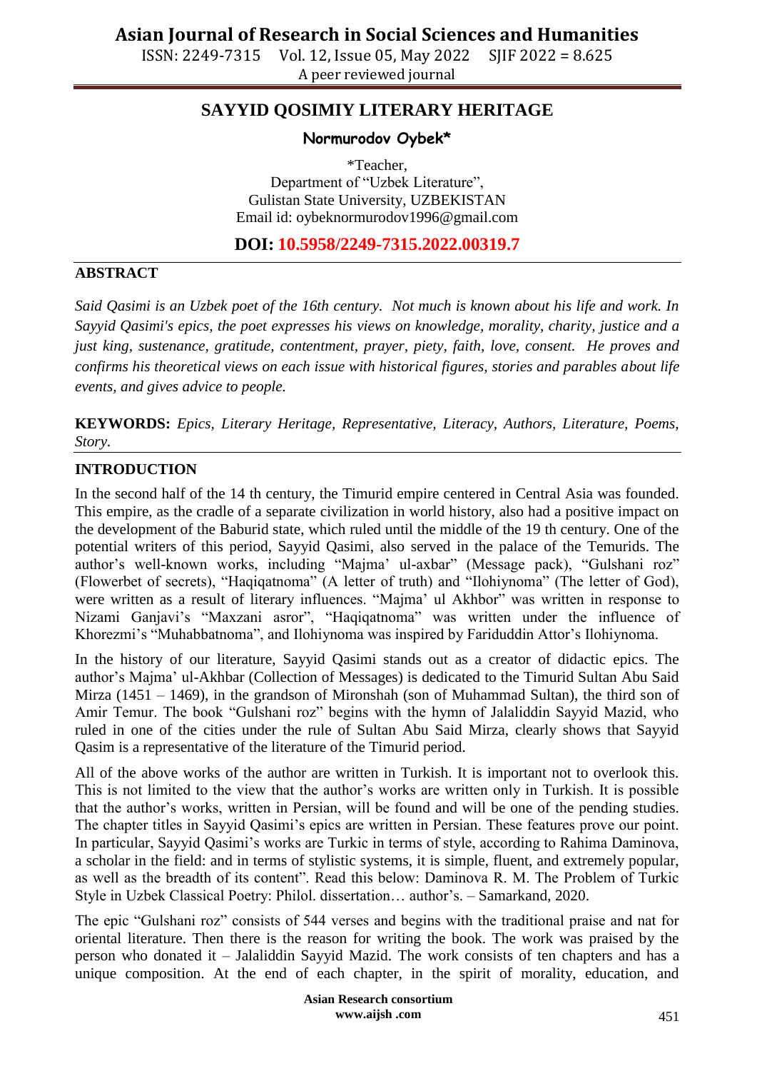# SAYYID QOSIMIY LITERARY HERITAGE

**Normurodov Oybek***

*Teacher,
Department of "Uzbek Literature",
Gulistan State University, UZBEKISTAN
Email id: oybeknormurodov1996@gmail.com

**DOI: 10.5958/2249-7315.2022.00319.7**

## ABSTRACT

*Said Qasimi is an Uzbek poet of the 16th century. Not much is known about his life and work. In Sayyid Qasimi's epics, the poet expresses his views on knowledge, morality, charity, justice and a just king, sustenance, gratitude, contentment, prayer, piety, faith, love, consent. He proves and confirms his theoretical views on each issue with historical figures, stories and parables about life events, and gives advice to people.*

**KEYWORDS:** *Epics, Literary Heritage, Representative, Literacy, Authors, Literature, Poems, Story.*

## INTRODUCTION

In the second half of the 14 th century, the Timurid empire centered in Central Asia was founded. This empire, as the cradle of a separate civilization in world history, also had a positive impact on the development of the Baburid state, which ruled until the middle of the 19 th century. One of the potential writers of this period, Sayyid Qasimi, also served in the palace of the Temurids. The author's well-known works, including "Majma' ul-axbar" (Message pack), "Gulshani roz" (Flowerbet of secrets), "Haqiqatnoma" (A letter of truth) and "Ilohiynoma" (The letter of God), were written as a result of literary influences. "Majma' ul Akhbor" was written in response to Nizami Ganjavi's "Maxzani asror", "Haqiqatnoma" was written under the influence of Khorezmi's "Muhabbatnoma", and Ilohiynoma was inspired by Fariduddin Attor's Ilohiynoma.

In the history of our literature, Sayyid Qasimi stands out as a creator of didactic epics. The author's Majma' ul-Akhbar (Collection of Messages) is dedicated to the Timurid Sultan Abu Said Mirza (1451 – 1469), in the grandson of Mironshah (son of Muhammad Sultan), the third son of Amir Temur. The book "Gulshani roz" begins with the hymn of Jalaliddin Sayyid Mazid, who ruled in one of the cities under the rule of Sultan Abu Said Mirza, clearly shows that Sayyid Qasim is a representative of the literature of the Timurid period.

All of the above works of the author are written in Turkish. It is important not to overlook this. This is not limited to the view that the author's works are written only in Turkish. It is possible that the author's works, written in Persian, will be found and will be one of the pending studies. The chapter titles in Sayyid Qasimi's epics are written in Persian. These features prove our point. In particular, Sayyid Qasimi's works are Turkic in terms of style, according to Rahima Daminova, a scholar in the field: and in terms of stylistic systems, it is simple, fluent, and extremely popular, as well as the breadth of its content". Read this below: Daminova R. M. The Problem of Turkic Style in Uzbek Classical Poetry: Philol. dissertation… author's. – Samarkand, 2020.

The epic "Gulshani roz" consists of 544 verses and begins with the traditional praise and nat for oriental literature. Then there is the reason for writing the book. The work was praised by the person who donated it – Jalaliddin Sayyid Mazid. The work consists of ten chapters and has a unique composition. At the end of each chapter, in the spirit of morality, education, and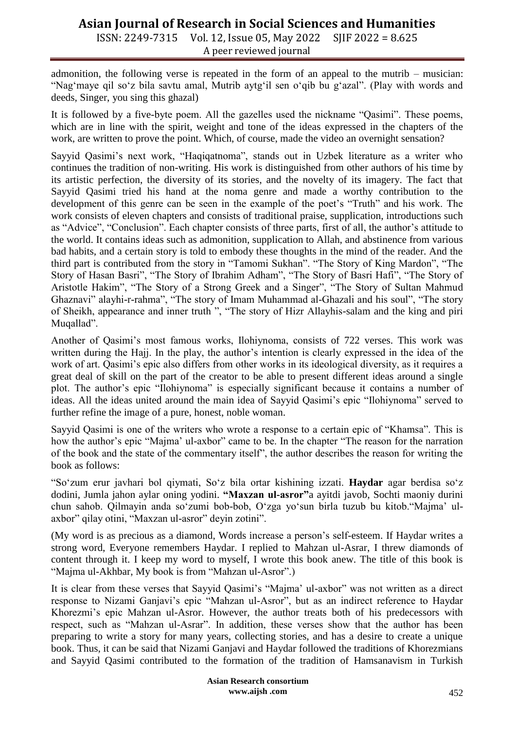admonition, the following verse is repeated in the form of an appeal to the mutrib – musician: "Nag'maye qil so'z bila savtu amal, Mutrib aytg'il sen o'qib bu g'azal". (Play with words and deeds, Singer, you sing this ghazal)

It is followed by a five-byte poem. All the gazelles used the nickname "Qasimi". These poems, which are in line with the spirit, weight and tone of the ideas expressed in the chapters of the work, are written to prove the point. Which, of course, made the video an overnight sensation?

Sayyid Qasimi's next work, "Haqiqatnoma", stands out in Uzbek literature as a writer who continues the tradition of non-writing. His work is distinguished from other authors of his time by its artistic perfection, the diversity of its stories, and the novelty of its imagery. The fact that Sayyid Qasimi tried his hand at the noma genre and made a worthy contribution to the development of this genre can be seen in the example of the poet's "Truth" and his work. The work consists of eleven chapters and consists of traditional praise, supplication, introductions such as "Advice", "Conclusion". Each chapter consists of three parts, first of all, the author's attitude to the world. It contains ideas such as admonition, supplication to Allah, and abstinence from various bad habits, and a certain story is told to embody these thoughts in the mind of the reader. And the third part is contributed from the story in "Tamomi Sukhan". "The Story of King Mardon", "The Story of Hasan Basri", "The Story of Ibrahim Adham", "The Story of Basri Hafi", "The Story of Aristotle Hakim", "The Story of a Strong Greek and a Singer", "The Story of Sultan Mahmud Ghaznavi" alayhi-r-rahma", "The story of Imam Muhammad al-Ghazali and his soul", "The story of Sheikh, appearance and inner truth ", "The story of Hizr Allayhis-salam and the king and piri Muqallad".

Another of Qasimi's most famous works, Ilohiynoma, consists of 722 verses. This work was written during the Hajj. In the play, the author's intention is clearly expressed in the idea of the work of art. Qasimi's epic also differs from other works in its ideological diversity, as it requires a great deal of skill on the part of the creator to be able to present different ideas around a single plot. The author's epic "Ilohiynoma" is especially significant because it contains a number of ideas. All the ideas united around the main idea of Sayyid Qasimi's epic "Ilohiynoma" served to further refine the image of a pure, honest, noble woman.

Sayyid Qasimi is one of the writers who wrote a response to a certain epic of "Khamsa". This is how the author's epic "Majma' ul-axbor" came to be. In the chapter "The reason for the narration of the book and the state of the commentary itself", the author describes the reason for writing the book as follows:

"So'zum erur javhari bol qiymati, So'z bila ortar kishining izzati. **Haydar** agar berdisa so'z dodini, Jumla jahon aylar oning yodini. **"Maxzan ul-asror"**a ayitdi javob, Sochti maoniy durini chun sahob. Qilmayin anda so'zumi bob-bob, O'zga yo'sun birla tuzub bu kitob."Majma' ul-axbor" qilay otini, "Maxzan ul-asror" deyin zotini".

(My word is as precious as a diamond, Words increase a person's self-esteem. If Haydar writes a strong word, Everyone remembers Haydar. I replied to Mahzan ul-Asrar, I threw diamonds of content through it. I keep my word to myself, I wrote this book anew. The title of this book is "Majma ul-Akhbar, My book is from "Mahzan ul-Asror".)

It is clear from these verses that Sayyid Qasimi's "Majma' ul-axbor" was not written as a direct response to Nizami Ganjavi's epic "Mahzan ul-Asror", but as an indirect reference to Haydar Khorezmi's epic Mahzan ul-Asror. However, the author treats both of his predecessors with respect, such as "Mahzan ul-Asrar". In addition, these verses show that the author has been preparing to write a story for many years, collecting stories, and has a desire to create a unique book. Thus, it can be said that Nizami Ganjavi and Haydar followed the traditions of Khorezmians and Sayyid Qasimi contributed to the formation of the tradition of Hamsanavism in Turkish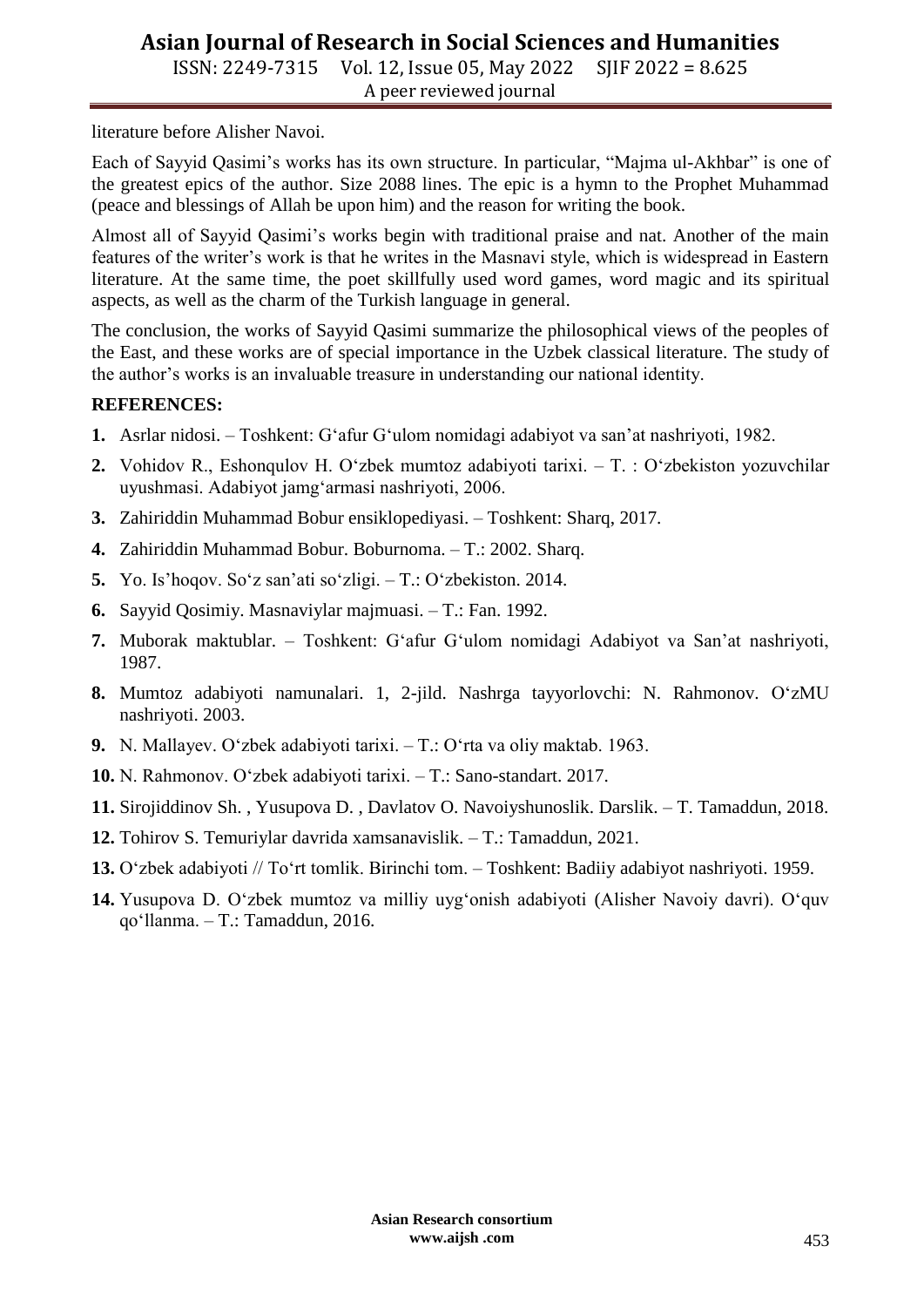literature before Alisher Navoi.

Each of Sayyid Qasimi's works has its own structure. In particular, "Majma ul-Akhbar" is one of the greatest epics of the author. Size 2088 lines. The epic is a hymn to the Prophet Muhammad (peace and blessings of Allah be upon him) and the reason for writing the book.

Almost all of Sayyid Qasimi's works begin with traditional praise and nat. Another of the main features of the writer's work is that he writes in the Masnavi style, which is widespread in Eastern literature. At the same time, the poet skillfully used word games, word magic and its spiritual aspects, as well as the charm of the Turkish language in general.

The conclusion, the works of Sayyid Qasimi summarize the philosophical views of the peoples of the East, and these works are of special importance in the Uzbek classical literature. The study of the author's works is an invaluable treasure in understanding our national identity.

**REFERENCES:**

1. Asrlar nidosi. – Toshkent: G'afur G'ulom nomidagi adabiyot va san'at nashriyoti, 1982.
2. Vohidov R., Eshonqulov H. O'zbek mumtoz adabiyoti tarixi. – T. : O'zbekiston yozuvchilar uyushmasi. Adabiyot jamg'armasi nashriyoti, 2006.
3. Zahiriddin Muhammad Bobur ensiklopediyasi. – Toshkent: Sharq, 2017.
4. Zahiriddin Muhammad Bobur. Boburnoma. – T.: 2002. Sharq.
5. Yo. Is'hoqov. So'z san'ati so'zligi. – T.: O'zbekiston. 2014.
6. Sayyid Qosimiy. Masnaviylar majmuasi. – T.: Fan. 1992.
7. Muborak maktublar. – Toshkent: G'afur G'ulom nomidagi Adabiyot va San'at nashriyoti, 1987.
8. Mumtoz adabiyoti namunalari. 1, 2-jild. Nashrga tayyorlovchi: N. Rahmonov. O'zMU nashriyoti. 2003.
9. N. Mallayev. O'zbek adabiyoti tarixi. – T.: O'rta va oliy maktab. 1963.
10. N. Rahmonov. O'zbek adabiyoti tarixi. – T.: Sano-standart. 2017.
11. Sirojiddinov Sh. , Yusupova D. , Davlatov O. Navoiyshunoslik. Darslik. – T. Tamaddun, 2018.
12. Tohirov S. Temuriylar davrida xamsanavislik. – T.: Tamaddun, 2021.
13. O'zbek adabiyoti // To'rt tomlik. Birinchi tom. – Toshkent: Badiiy adabiyot nashriyoti. 1959.
14. Yusupova D. O'zbek mumtoz va milliy uyg'onish adabiyoti (Alisher Navoiy davri). O'quv qo'llanma. – T.: Tamaddun, 2016.